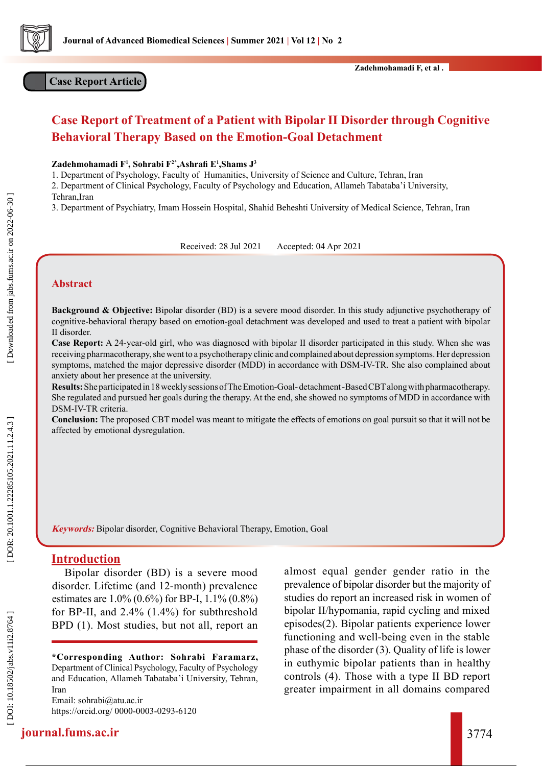Case Report Article

# Case Report of Treatment of a Patient with Bipolar II Disorder through Cognitive Behavioral Therapy Based on the Emotion-Goal Detachment

**Zadehmohamadi F[1], Sohrabi F[2*], Ashrafi E[1], Shams J[3]**

1. Department of Psychology, Faculty of Humanities, University of Science and Culture, Tehran, Iran
2. Department of Clinical Psychology, Faculty of Psychology and Education, Allameh Tabataba'i University, Tehran, Iran
3. Department of Psychiatry, Imam Hossein Hospital, Shahid Beheshti University of Medical Science, Tehran, Iran

Received: 28 Jul 2021 Accepted: 04 Apr 2021

## Abstract

**Background & Objective:** Bipolar disorder (BD) is a severe mood disorder. In this study adjunctive psychotherapy of cognitive-behavioral therapy based on emotion-goal detachment was developed and used to treat a patient with bipolar II disorder.

**Case Report:** A 24-year-old girl, who was diagnosed with bipolar II disorder participated in this study. When she was receiving pharmacotherapy, she went to a psychotherapy clinic and complained about depression symptoms. Her depression symptoms, matched the major depressive disorder (MDD) in accordance with DSM-IV-TR. She also complained about anxiety about her presence at the university.

**Results:** She participated in 18 weekly sessions of The Emotion-Goal- detachment -Based CBT along with pharmacotherapy. She regulated and pursued her goals during the therapy. At the end, she showed no symptoms of MDD in accordance with DSM-IV-TR criteria.

**Conclusion:** The proposed CBT model was meant to mitigate the effects of emotions on goal pursuit so that it will not be affected by emotional dysregulation.

***Keywords:*** Bipolar disorder, Cognitive Behavioral Therapy, Emotion, Goal

## Introduction

Bipolar disorder (BD) is a severe mood disorder. Lifetime (and 12-month) prevalence estimates are 1.0% (0.6%) for BP-I, 1.1% (0.8%) for BP-II, and 2.4% (1.4%) for subthreshold BPD (1). Most studies, but not all, report an almost equal gender gender ratio in the prevalence of bipolar disorder but the majority of studies do report an increased risk in women of bipolar II/hypomania, rapid cycling and mixed episodes(2). Bipolar patients experience lower functioning and well-being even in the stable phase of the disorder (3). Quality of life is lower in euthymic bipolar patients than in healthy controls (4). Those with a type II BD report greater impairment in all domains compared

**\*Corresponding Author: Sohrabi Faramarz,** Department of Clinical Psychology, Faculty of Psychology and Education, Allameh Tabataba'i University, Tehran, Iran
Email: sohrabi@atu.ac.ir
https://orcid.org/ 0000-0003-0293-6120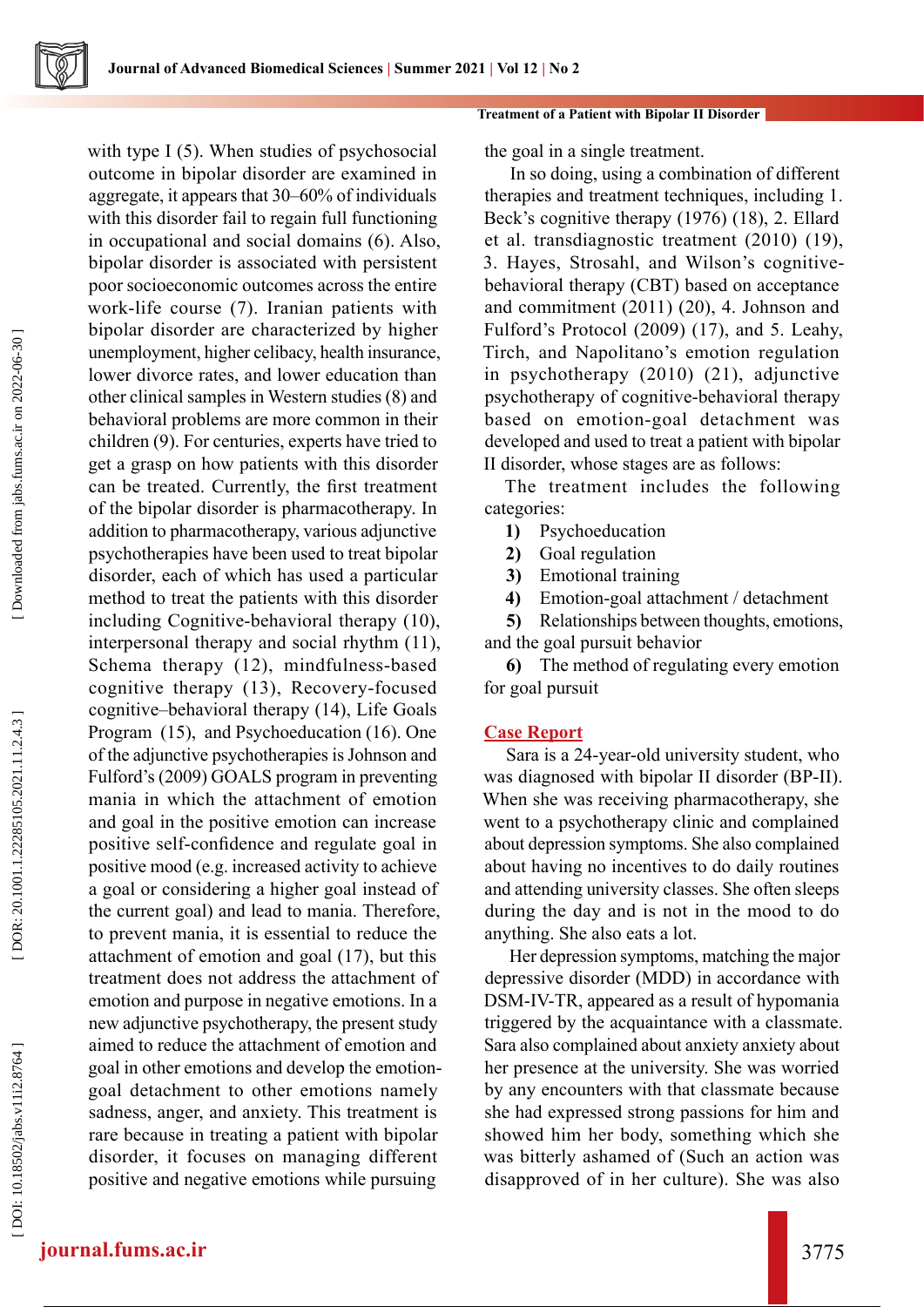with type I (5). When studies of psychosocial outcome in bipolar disorder are examined in aggregate, it appears that 30–60% of individuals with this disorder fail to regain full functioning in occupational and social domains (6). Also, bipolar disorder is associated with persistent poor socioeconomic outcomes across the entire work-life course (7). Iranian patients with bipolar disorder are characterized by higher unemployment, higher celibacy, health insurance, lower divorce rates, and lower education than other clinical samples in Western studies (8) and behavioral problems are more common in their children (9). For centuries, experts have tried to get a grasp on how patients with this disorder can be treated. Currently, the first treatment of the bipolar disorder is pharmacotherapy. In addition to pharmacotherapy, various adjunctive psychotherapies have been used to treat bipolar disorder, each of which has used a particular method to treat the patients with this disorder including Cognitive-behavioral therapy (10), interpersonal therapy and social rhythm (11), Schema therapy (12), mindfulness-based cognitive therapy (13), Recovery-focused cognitive–behavioral therapy (14), Life Goals Program (15), and Psychoeducation (16). One of the adjunctive psychotherapies is Johnson and Fulford's (2009) GOALS program in preventing mania in which the attachment of emotion and goal in the positive emotion can increase positive self-confidence and regulate goal in positive mood (e.g. increased activity to achieve a goal or considering a higher goal instead of the current goal) and lead to mania. Therefore, to prevent mania, it is essential to reduce the attachment of emotion and goal (17), but this treatment does not address the attachment of emotion and purpose in negative emotions. In a new adjunctive psychotherapy, the present study aimed to reduce the attachment of emotion and goal in other emotions and develop the emotion-goal detachment to other emotions namely sadness, anger, and anxiety. This treatment is rare because in treating a patient with bipolar disorder, it focuses on managing different positive and negative emotions while pursuing the goal in a single treatment.

In so doing, using a combination of different therapies and treatment techniques, including 1. Beck's cognitive therapy (1976) (18), 2. Ellard et al. transdiagnostic treatment (2010) (19), 3. Hayes, Strosahl, and Wilson's cognitive-behavioral therapy (CBT) based on acceptance and commitment (2011) (20), 4. Johnson and Fulford's Protocol (2009) (17), and 5. Leahy, Tirch, and Napolitano's emotion regulation in psychotherapy (2010) (21), adjunctive psychotherapy of cognitive-behavioral therapy based on emotion-goal detachment was developed and used to treat a patient with bipolar II disorder, whose stages are as follows:

The treatment includes the following categories:

1) Psychoeducation
2) Goal regulation
3) Emotional training
4) Emotion-goal attachment / detachment
5) Relationships between thoughts, emotions, and the goal pursuit behavior
6) The method of regulating every emotion for goal pursuit

## Case Report

Sara is a 24-year-old university student, who was diagnosed with bipolar II disorder (BP-II). When she was receiving pharmacotherapy, she went to a psychotherapy clinic and complained about depression symptoms. She also complained about having no incentives to do daily routines and attending university classes. She often sleeps during the day and is not in the mood to do anything. She also eats a lot.

Her depression symptoms, matching the major depressive disorder (MDD) in accordance with DSM-IV-TR, appeared as a result of hypomania triggered by the acquaintance with a classmate. Sara also complained about anxiety anxiety about her presence at the university. She was worried by any encounters with that classmate because she had expressed strong passions for him and showed him her body, something which she was bitterly ashamed of (Such an action was disapproved of in her culture). She was also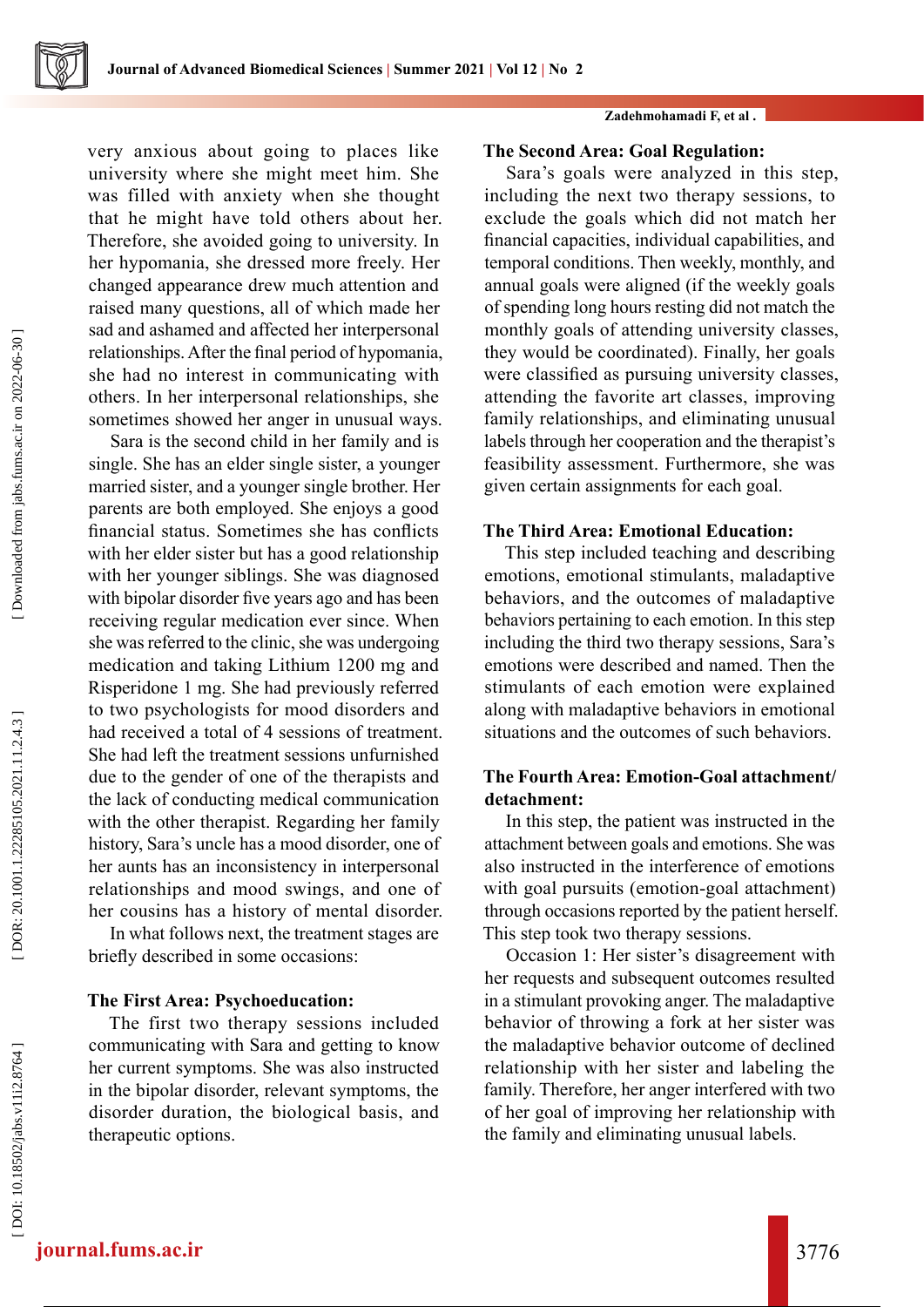very anxious about going to places like university where she might meet him. She was filled with anxiety when she thought that he might have told others about her. Therefore, she avoided going to university. In her hypomania, she dressed more freely. Her changed appearance drew much attention and raised many questions, all of which made her sad and ashamed and affected her interpersonal relationships. After the final period of hypomania, she had no interest in communicating with others. In her interpersonal relationships, she sometimes showed her anger in unusual ways.

Sara is the second child in her family and is single. She has an elder single sister, a younger married sister, and a younger single brother. Her parents are both employed. She enjoys a good financial status. Sometimes she has conflicts with her elder sister but has a good relationship with her younger siblings. She was diagnosed with bipolar disorder five years ago and has been receiving regular medication ever since. When she was referred to the clinic, she was undergoing medication and taking Lithium 1200 mg and Risperidone 1 mg. She had previously referred to two psychologists for mood disorders and had received a total of 4 sessions of treatment. She had left the treatment sessions unfurnished due to the gender of one of the therapists and the lack of conducting medical communication with the other therapist. Regarding her family history, Sara's uncle has a mood disorder, one of her aunts has an inconsistency in interpersonal relationships and mood swings, and one of her cousins has a history of mental disorder.

In what follows next, the treatment stages are briefly described in some occasions:

**The First Area: Psychoeducation:**

The first two therapy sessions included communicating with Sara and getting to know her current symptoms. She was also instructed in the bipolar disorder, relevant symptoms, the disorder duration, the biological basis, and therapeutic options.

**The Second Area: Goal Regulation:**

Sara's goals were analyzed in this step, including the next two therapy sessions, to exclude the goals which did not match her financial capacities, individual capabilities, and temporal conditions. Then weekly, monthly, and annual goals were aligned (if the weekly goals of spending long hours resting did not match the monthly goals of attending university classes, they would be coordinated). Finally, her goals were classified as pursuing university classes, attending the favorite art classes, improving family relationships, and eliminating unusual labels through her cooperation and the therapist's feasibility assessment. Furthermore, she was given certain assignments for each goal.

**The Third Area: Emotional Education:**

This step included teaching and describing emotions, emotional stimulants, maladaptive behaviors, and the outcomes of maladaptive behaviors pertaining to each emotion. In this step including the third two therapy sessions, Sara's emotions were described and named. Then the stimulants of each emotion were explained along with maladaptive behaviors in emotional situations and the outcomes of such behaviors.

**The Fourth Area: Emotion-Goal attachment/ detachment:**

In this step, the patient was instructed in the attachment between goals and emotions. She was also instructed in the interference of emotions with goal pursuits (emotion-goal attachment) through occasions reported by the patient herself. This step took two therapy sessions.

Occasion 1: Her sister's disagreement with her requests and subsequent outcomes resulted in a stimulant provoking anger. The maladaptive behavior of throwing a fork at her sister was the maladaptive behavior outcome of declined relationship with her sister and labeling the family. Therefore, her anger interfered with two of her goal of improving her relationship with the family and eliminating unusual labels.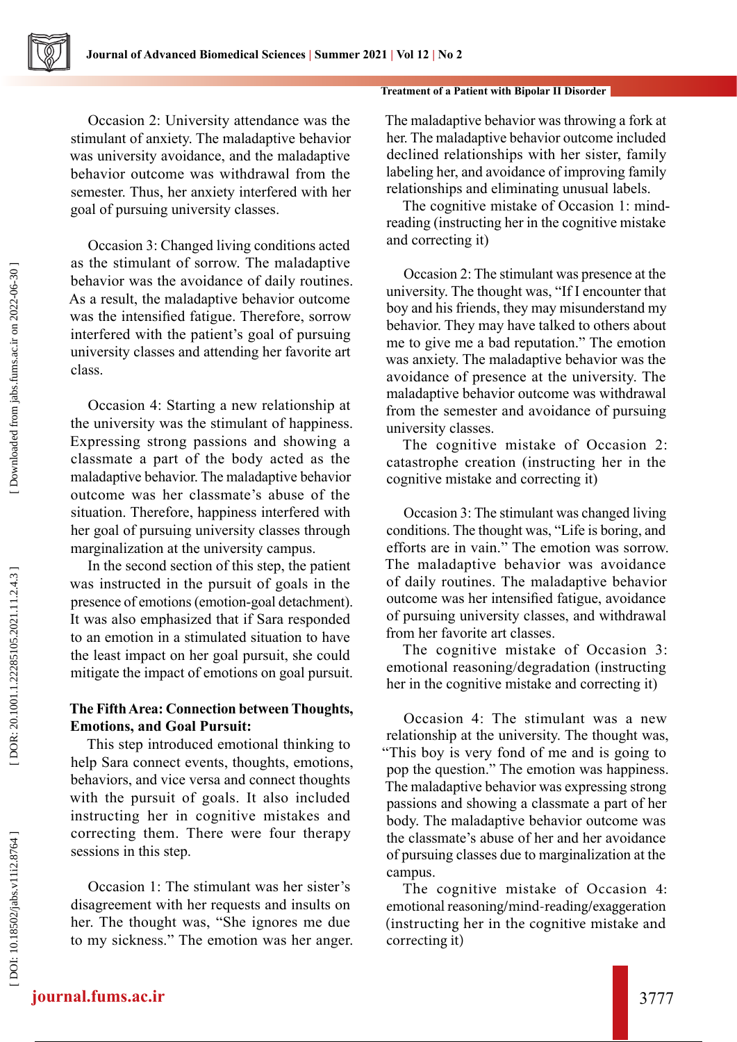Occasion 2: University attendance was the stimulant of anxiety. The maladaptive behavior was university avoidance, and the maladaptive behavior outcome was withdrawal from the semester. Thus, her anxiety interfered with her goal of pursuing university classes.

Occasion 3: Changed living conditions acted as the stimulant of sorrow. The maladaptive behavior was the avoidance of daily routines. As a result, the maladaptive behavior outcome was the intensified fatigue. Therefore, sorrow interfered with the patient's goal of pursuing university classes and attending her favorite art class.

Occasion 4: Starting a new relationship at the university was the stimulant of happiness. Expressing strong passions and showing a classmate a part of the body acted as the maladaptive behavior. The maladaptive behavior outcome was her classmate's abuse of the situation. Therefore, happiness interfered with her goal of pursuing university classes through marginalization at the university campus.

In the second section of this step, the patient was instructed in the pursuit of goals in the presence of emotions (emotion-goal detachment). It was also emphasized that if Sara responded to an emotion in a stimulated situation to have the least impact on her goal pursuit, she could mitigate the impact of emotions on goal pursuit.

**The Fifth Area: Connection between Thoughts, Emotions, and Goal Pursuit:**

This step introduced emotional thinking to help Sara connect events, thoughts, emotions, behaviors, and vice versa and connect thoughts with the pursuit of goals. It also included instructing her in cognitive mistakes and correcting them. There were four therapy sessions in this step.

Occasion 1: The stimulant was her sister's disagreement with her requests and insults on her. The thought was, "She ignores me due to my sickness." The emotion was her anger. The maladaptive behavior was throwing a fork at her. The maladaptive behavior outcome included declined relationships with her sister, family labeling her, and avoidance of improving family relationships and eliminating unusual labels.

The cognitive mistake of Occasion 1: mind-reading (instructing her in the cognitive mistake and correcting it)

Occasion 2: The stimulant was presence at the university. The thought was, "If I encounter that boy and his friends, they may misunderstand my behavior. They may have talked to others about me to give me a bad reputation." The emotion was anxiety. The maladaptive behavior was the avoidance of presence at the university. The maladaptive behavior outcome was withdrawal from the semester and avoidance of pursuing university classes.

The cognitive mistake of Occasion 2: catastrophe creation (instructing her in the cognitive mistake and correcting it)

Occasion 3: The stimulant was changed living conditions. The thought was, "Life is boring, and efforts are in vain." The emotion was sorrow. The maladaptive behavior was avoidance of daily routines. The maladaptive behavior outcome was her intensified fatigue, avoidance of pursuing university classes, and withdrawal from her favorite art classes.

The cognitive mistake of Occasion 3: emotional reasoning/degradation (instructing her in the cognitive mistake and correcting it)

Occasion 4: The stimulant was a new relationship at the university. The thought was, "This boy is very fond of me and is going to pop the question." The emotion was happiness. The maladaptive behavior was expressing strong passions and showing a classmate a part of her body. The maladaptive behavior outcome was the classmate's abuse of her and her avoidance of pursuing classes due to marginalization at the campus.

The cognitive mistake of Occasion 4: emotional reasoning/mind-reading/exaggeration (instructing her in the cognitive mistake and correcting it)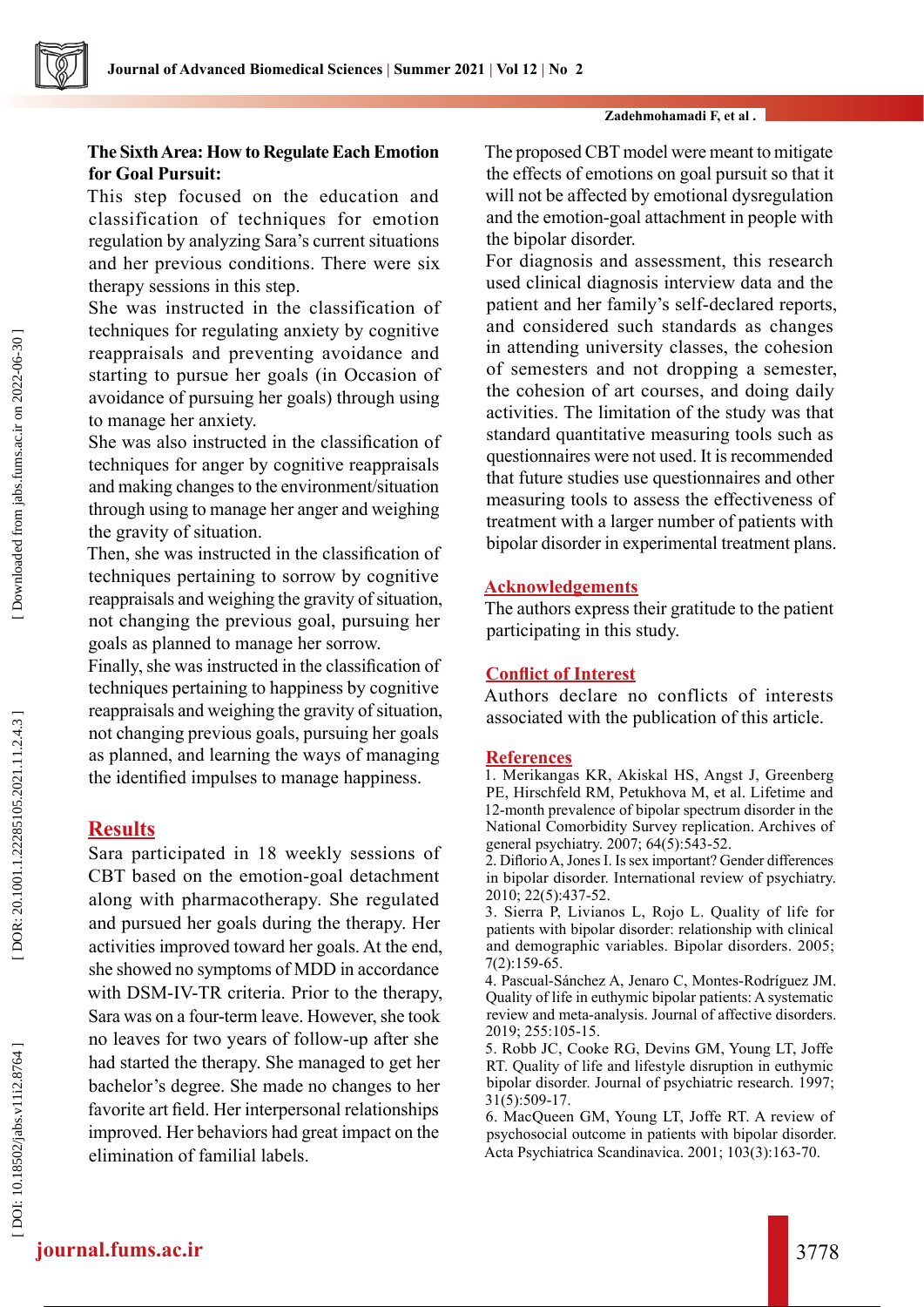**The Sixth Area: How to Regulate Each Emotion for Goal Pursuit:**

This step focused on the education and classification of techniques for emotion regulation by analyzing Sara's current situations and her previous conditions. There were six therapy sessions in this step.

She was instructed in the classification of techniques for regulating anxiety by cognitive reappraisals and preventing avoidance and starting to pursue her goals (in Occasion of avoidance of pursuing her goals) through using to manage her anxiety.

She was also instructed in the classification of techniques for anger by cognitive reappraisals and making changes to the environment/situation through using to manage her anger and weighing the gravity of situation.

Then, she was instructed in the classification of techniques pertaining to sorrow by cognitive reappraisals and weighing the gravity of situation, not changing the previous goal, pursuing her goals as planned to manage her sorrow.

Finally, she was instructed in the classification of techniques pertaining to happiness by cognitive reappraisals and weighing the gravity of situation, not changing previous goals, pursuing her goals as planned, and learning the ways of managing the identified impulses to manage happiness.

## Results

Sara participated in 18 weekly sessions of CBT based on the emotion-goal detachment along with pharmacotherapy. She regulated and pursued her goals during the therapy. Her activities improved toward her goals. At the end, she showed no symptoms of MDD in accordance with DSM-IV-TR criteria. Prior to the therapy, Sara was on a four-term leave. However, she took no leaves for two years of follow-up after she had started the therapy. She managed to get her bachelor's degree. She made no changes to her favorite art field. Her interpersonal relationships improved. Her behaviors had great impact on the elimination of familial labels.

The proposed CBT model were meant to mitigate the effects of emotions on goal pursuit so that it will not be affected by emotional dysregulation and the emotion-goal attachment in people with the bipolar disorder.

For diagnosis and assessment, this research used clinical diagnosis interview data and the patient and her family's self-declared reports, and considered such standards as changes in attending university classes, the cohesion of semesters and not dropping a semester, the cohesion of art courses, and doing daily activities. The limitation of the study was that standard quantitative measuring tools such as questionnaires were not used. It is recommended that future studies use questionnaires and other measuring tools to assess the effectiveness of treatment with a larger number of patients with bipolar disorder in experimental treatment plans.

## Acknowledgements

The authors express their gratitude to the patient participating in this study.

## Conflict of Interest

Authors declare no conflicts of interests associated with the publication of this article.

## References

1. Merikangas KR, Akiskal HS, Angst J, Greenberg PE, Hirschfeld RM, Petukhova M, et al. Lifetime and 12-month prevalence of bipolar spectrum disorder in the National Comorbidity Survey replication. Archives of general psychiatry. 2007; 64(5):543-52.
2. Diflorio A, Jones I. Is sex important? Gender differences in bipolar disorder. International review of psychiatry. 2010; 22(5):437-52.
3. Sierra P, Livianos L, Rojo L. Quality of life for patients with bipolar disorder: relationship with clinical and demographic variables. Bipolar disorders. 2005; 7(2):159-65.
4. Pascual-Sánchez A, Jenaro C, Montes-Rodríguez JM. Quality of life in euthymic bipolar patients: A systematic review and meta-analysis. Journal of affective disorders. 2019; 255:105-15.
5. Robb JC, Cooke RG, Devins GM, Young LT, Joffe RT. Quality of life and lifestyle disruption in euthymic bipolar disorder. Journal of psychiatric research. 1997; 31(5):509-17.
6. MacQueen GM, Young LT, Joffe RT. A review of psychosocial outcome in patients with bipolar disorder. Acta Psychiatrica Scandinavica. 2001; 103(3):163-70.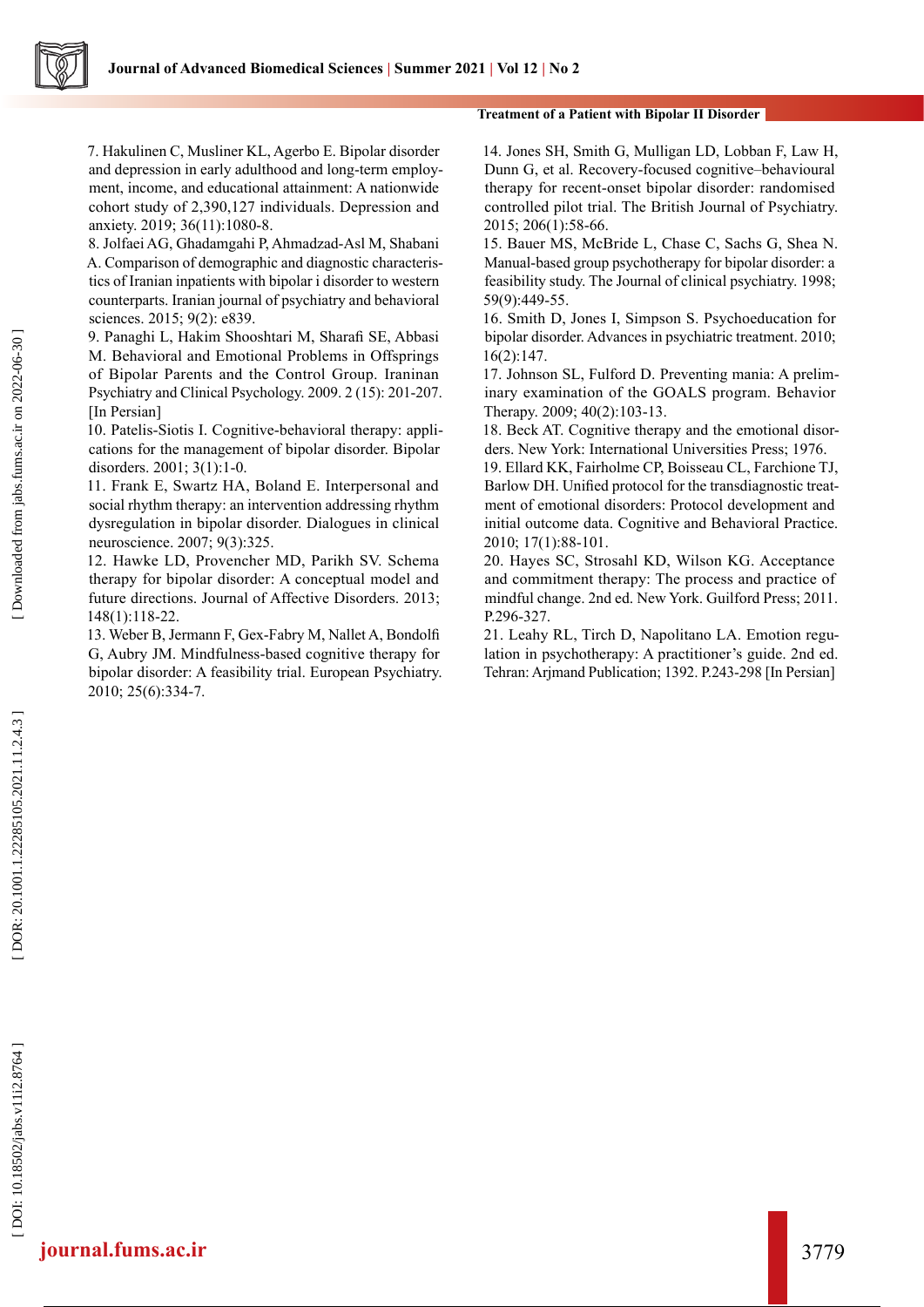7. Hakulinen C, Musliner KL, Agerbo E. Bipolar disorder and depression in early adulthood and long-term employment, income, and educational attainment: A nationwide cohort study of 2,390,127 individuals. Depression and anxiety. 2019; 36(11):1080-8.

8. Jolfaei AG, Ghadamgahi P, Ahmadzad-Asl M, Shabani A. Comparison of demographic and diagnostic characteristics of Iranian inpatients with bipolar i disorder to western counterparts. Iranian journal of psychiatry and behavioral sciences. 2015; 9(2): e839.

9. Panaghi L, Hakim Shooshtari M, Sharafi SE, Abbasi M. Behavioral and Emotional Problems in Offsprings of Bipolar Parents and the Control Group. Iraninan Psychiatry and Clinical Psychology. 2009. 2 (15): 201-207. [In Persian]

10. Patelis-Siotis I. Cognitive-behavioral therapy: applications for the management of bipolar disorder. Bipolar disorders. 2001; 3(1):1-0.

11. Frank E, Swartz HA, Boland E. Interpersonal and social rhythm therapy: an intervention addressing rhythm dysregulation in bipolar disorder. Dialogues in clinical neuroscience. 2007; 9(3):325.

12. Hawke LD, Provencher MD, Parikh SV. Schema therapy for bipolar disorder: A conceptual model and future directions. Journal of Affective Disorders. 2013; 148(1):118-22.

13. Weber B, Jermann F, Gex-Fabry M, Nallet A, Bondolfi G, Aubry JM. Mindfulness-based cognitive therapy for bipolar disorder: A feasibility trial. European Psychiatry. 2010; 25(6):334-7.

14. Jones SH, Smith G, Mulligan LD, Lobban F, Law H, Dunn G, et al. Recovery-focused cognitive–behavioural therapy for recent-onset bipolar disorder: randomised controlled pilot trial. The British Journal of Psychiatry. 2015; 206(1):58-66.

15. Bauer MS, McBride L, Chase C, Sachs G, Shea N. Manual-based group psychotherapy for bipolar disorder: a feasibility study. The Journal of clinical psychiatry. 1998; 59(9):449-55.

16. Smith D, Jones I, Simpson S. Psychoeducation for bipolar disorder. Advances in psychiatric treatment. 2010; 16(2):147.

17. Johnson SL, Fulford D. Preventing mania: A preliminary examination of the GOALS program. Behavior Therapy. 2009; 40(2):103-13.

18. Beck AT. Cognitive therapy and the emotional disorders. New York: International Universities Press; 1976.

19. Ellard KK, Fairholme CP, Boisseau CL, Farchione TJ, Barlow DH. Unified protocol for the transdiagnostic treatment of emotional disorders: Protocol development and initial outcome data. Cognitive and Behavioral Practice. 2010; 17(1):88-101.

20. Hayes SC, Strosahl KD, Wilson KG. Acceptance and commitment therapy: The process and practice of mindful change. 2nd ed. New York. Guilford Press; 2011. P.296-327.

21. Leahy RL, Tirch D, Napolitano LA. Emotion regulation in psychotherapy: A practitioner's guide. 2nd ed. Tehran: Arjmand Publication; 1392. P.243-298 [In Persian]